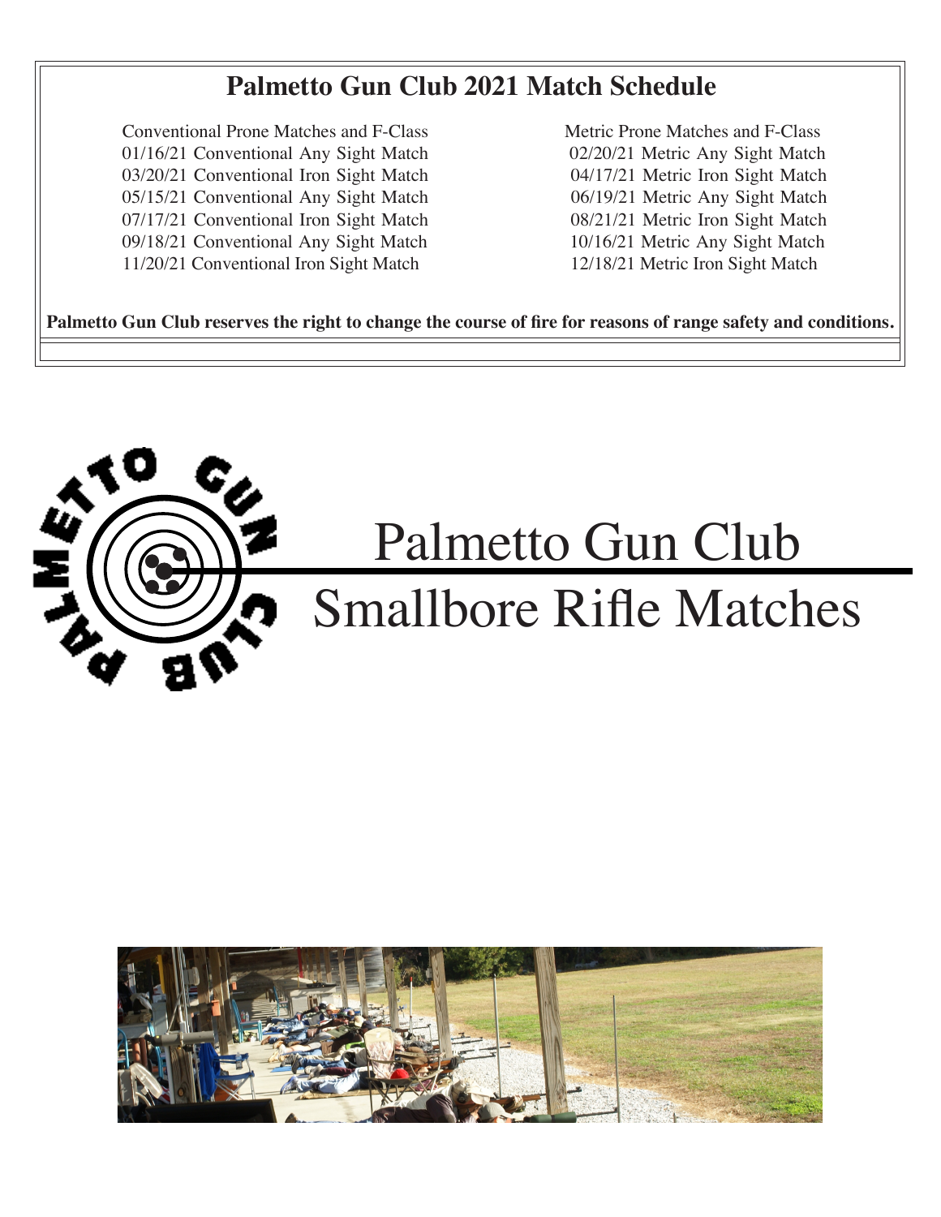# Palmetto Gun Club 2021 Match Schedule

| Conventional Prone Matches and F-Class | Metric Prone Matches and F-Class |
|---|---|
| 01/16/21 Conventional Any Sight Match | 02/20/21 Metric Any Sight Match |
| 03/20/21 Conventional Iron Sight Match | 04/17/21 Metric Iron Sight Match |
| 05/15/21 Conventional Any Sight Match | 06/19/21 Metric Any Sight Match |
| 07/17/21 Conventional Iron Sight Match | 08/21/21 Metric Iron Sight Match |
| 09/18/21 Conventional Any Sight Match | 10/16/21 Metric Any Sight Match |
| 11/20/21 Conventional Iron Sight Match | 12/18/21 Metric Iron Sight Match |

**Palmetto Gun Club reserves the right to change the course of fire for reasons of range safety and conditions.**

# Palmetto Gun Club

## Smallbore Rifle Matches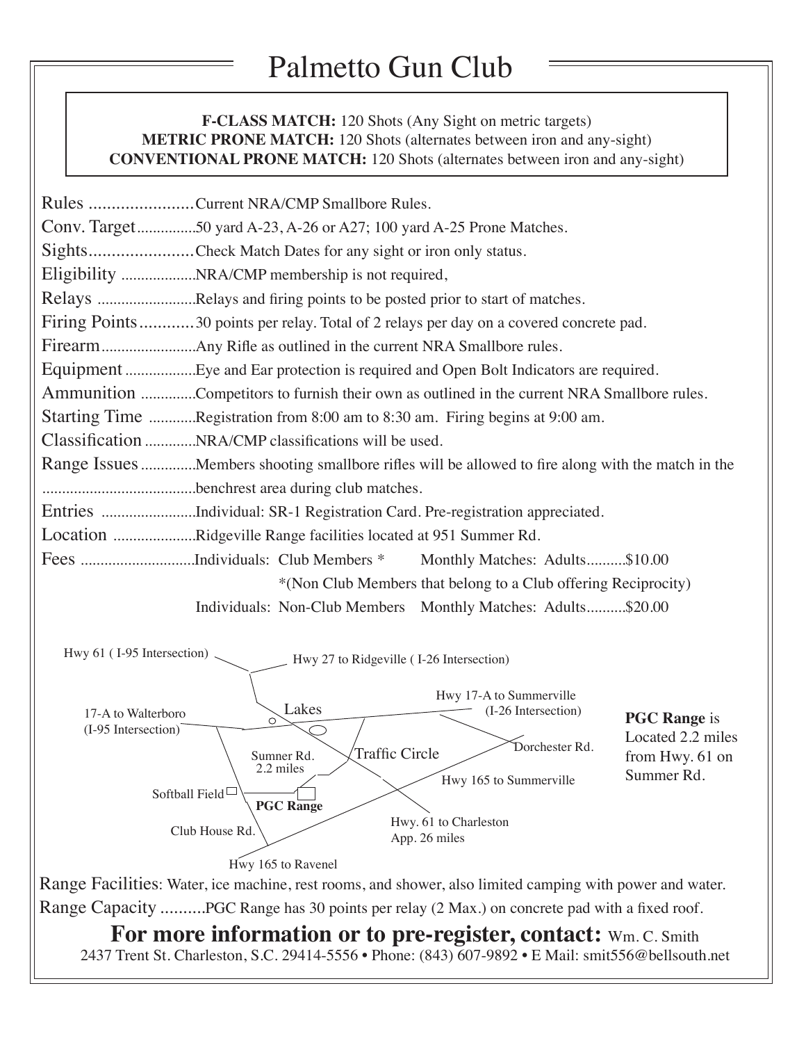# Palmetto Gun Club

**F-CLASS MATCH:** 120 Shots (Any Sight on metric targets)
**METRIC PRONE MATCH:** 120 Shots (alternates between iron and any-sight)
**CONVENTIONAL PRONE MATCH:** 120 Shots (alternates between iron and any-sight)

Rules .......................Current NRA/CMP Smallbore Rules.

Conv. Target...............50 yard A-23, A-26 or A27; 100 yard A-25 Prone Matches.

Sights.......................Check Match Dates for any sight or iron only status.

Eligibility ...................NRA/CMP membership is not required,

Relays .........................Relays and firing points to be posted prior to start of matches.

Firing Points............30 points per relay. Total of 2 relays per day on a covered concrete pad.

Firearm........................Any Rifle as outlined in the current NRA Smallbore rules.

Equipment ..................Eye and Ear protection is required and Open Bolt Indicators are required.

Ammunition .............Competitors to furnish their own as outlined in the current NRA Smallbore rules.

Starting Time ............Registration from 8:00 am to 8:30 am. Firing begins at 9:00 am.

Classification .............NRA/CMP classifications will be used.

Range Issues .............Members shooting smallbore rifles will be allowed to fire along with the match in the .......................................benchrest area during club matches.

Entries ........................Individual: SR-1 Registration Card. Pre-registration appreciated.

Location .....................Ridgeville Range facilities located at 951 Summer Rd.

Fees ............................Individuals: Club Members * Monthly Matches: Adults..........$10.00
*(Non Club Members that belong to a Club offering Reciprocity)
Individuals: Non-Club Members Monthly Matches: Adults..........$20.00

Hwy 61 ( I-95 Intersection)
Hwy 27 to Ridgeville ( I-26 Intersection)
Hwy 17-A to Summerville
(I-26 Intersection)
17-A to Walterboro
(I-95 Intersection)
Lakes
Traffic Circle
Dorchester Rd.
Sumner Rd.
2.2 miles
Hwy 165 to Summerville
Softball Field
PGC Range
Club House Rd.
Hwy. 61 to Charleston
App. 26 miles
Hwy 165 to Ravenel

**PGC Range** is Located 2.2 miles from Hwy. 61 on Summer Rd.

Range Facilities: Water, ice machine, rest rooms, and shower, also limited camping with power and water.

Range Capacity ..........PGC Range has 30 points per relay (2 Max.) on concrete pad with a fixed roof.

**For more information or to pre-register, contact:** Wm. C. Smith
2437 Trent St. Charleston, S.C. 29414-5556 • Phone: (843) 607-9892 • E Mail: smit556@bellsouth.net